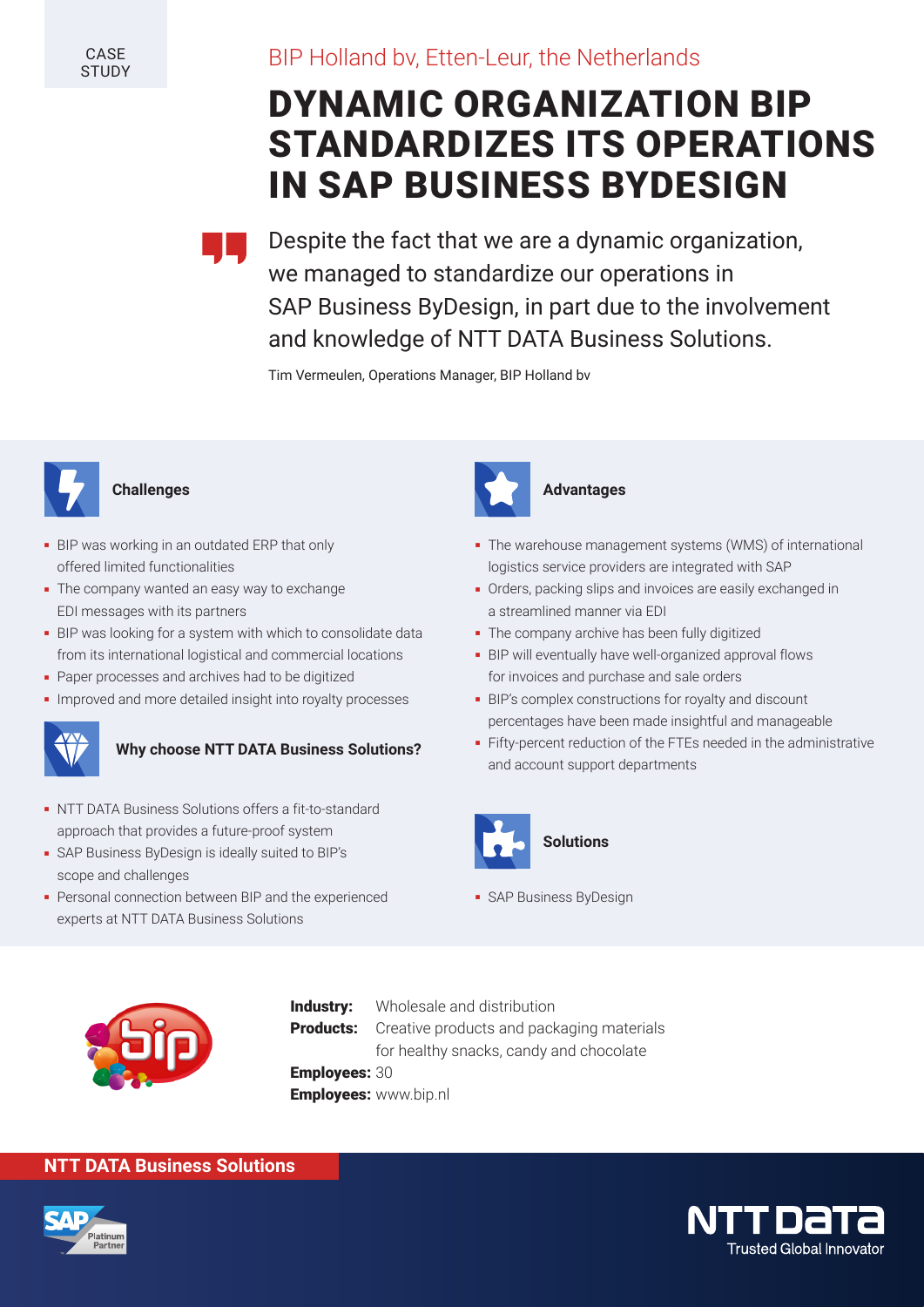CASE STUDY

BIP Holland bv, Etten-Leur, the Netherlands

# DYNAMIC ORGANIZATION BIP STANDARDIZES ITS OPERATIONS IN SAP BUSINESS BYDESIGN

> Despite the fact that we are a dynamic organization, we managed to standardize our operations in SAP Business ByDesign, in part due to the involvement and knowledge of NTT DATA Business Solutions.
>
> Tim Vermeulen, Operations Manager, BIP Holland bv

### Challenges

- BIP was working in an outdated ERP that only offered limited functionalities
- The company wanted an easy way to exchange EDI messages with its partners
- BIP was looking for a system with which to consolidate data from its international logistical and commercial locations
- Paper processes and archives had to be digitized
- Improved and more detailed insight into royalty processes

### Why choose NTT DATA Business Solutions?

- NTT DATA Business Solutions offers a fit-to-standard approach that provides a future-proof system
- SAP Business ByDesign is ideally suited to BIP's scope and challenges
- Personal connection between BIP and the experienced experts at NTT DATA Business Solutions

### Advantages

- The warehouse management systems (WMS) of international logistics service providers are integrated with SAP
- Orders, packing slips and invoices are easily exchanged in a streamlined manner via EDI
- The company archive has been fully digitized
- BIP will eventually have well-organized approval flows for invoices and purchase and sale orders
- BIP's complex constructions for royalty and discount percentages have been made insightful and manageable
- Fifty-percent reduction of the FTEs needed in the administrative and account support departments

### Solutions

- SAP Business ByDesign

**Industry:** Wholesale and distribution
**Products:** Creative products and packaging materials for healthy snacks, candy and chocolate
**Employees:** 30
**Employees:** www.bip.nl

**NTT DATA Business Solutions**

NTT DATA Trusted Global Innovator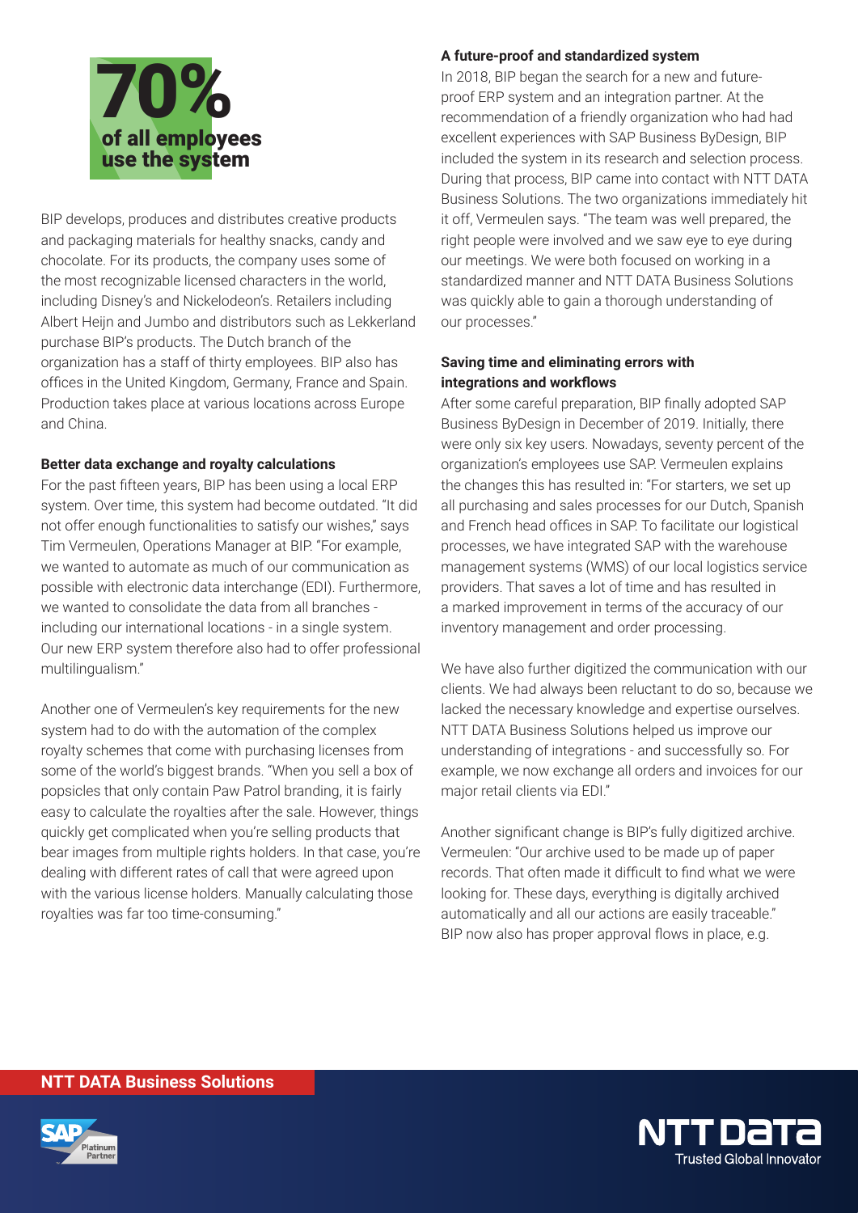**70%**
**of all employees use the system**

BIP develops, produces and distributes creative products and packaging materials for healthy snacks, candy and chocolate. For its products, the company uses some of the most recognizable licensed characters in the world, including Disney's and Nickelodeon's. Retailers including Albert Heijn and Jumbo and distributors such as Lekkerland purchase BIP's products. The Dutch branch of the organization has a staff of thirty employees. BIP also has offices in the United Kingdom, Germany, France and Spain. Production takes place at various locations across Europe and China.

**Better data exchange and royalty calculations**

For the past fifteen years, BIP has been using a local ERP system. Over time, this system had become outdated. "It did not offer enough functionalities to satisfy our wishes," says Tim Vermeulen, Operations Manager at BIP. "For example, we wanted to automate as much of our communication as possible with electronic data interchange (EDI). Furthermore, we wanted to consolidate the data from all branches - including our international locations - in a single system. Our new ERP system therefore also had to offer professional multilingualism."

Another one of Vermeulen's key requirements for the new system had to do with the automation of the complex royalty schemes that come with purchasing licenses from some of the world's biggest brands. "When you sell a box of popsicles that only contain Paw Patrol branding, it is fairly easy to calculate the royalties after the sale. However, things quickly get complicated when you're selling products that bear images from multiple rights holders. In that case, you're dealing with different rates of call that were agreed upon with the various license holders. Manually calculating those royalties was far too time-consuming."

**A future-proof and standardized system**

In 2018, BIP began the search for a new and future-proof ERP system and an integration partner. At the recommendation of a friendly organization who had had excellent experiences with SAP Business ByDesign, BIP included the system in its research and selection process. During that process, BIP came into contact with NTT DATA Business Solutions. The two organizations immediately hit it off, Vermeulen says. "The team was well prepared, the right people were involved and we saw eye to eye during our meetings. We were both focused on working in a standardized manner and NTT DATA Business Solutions was quickly able to gain a thorough understanding of our processes."

**Saving time and eliminating errors with integrations and workflows**

After some careful preparation, BIP finally adopted SAP Business ByDesign in December of 2019. Initially, there were only six key users. Nowadays, seventy percent of the organization's employees use SAP. Vermeulen explains the changes this has resulted in: "For starters, we set up all purchasing and sales processes for our Dutch, Spanish and French head offices in SAP. To facilitate our logistical processes, we have integrated SAP with the warehouse management systems (WMS) of our local logistics service providers. That saves a lot of time and has resulted in a marked improvement in terms of the accuracy of our inventory management and order processing.

We have also further digitized the communication with our clients. We had always been reluctant to do so, because we lacked the necessary knowledge and expertise ourselves. NTT DATA Business Solutions helped us improve our understanding of integrations - and successfully so. For example, we now exchange all orders and invoices for our major retail clients via EDI."

Another significant change is BIP's fully digitized archive. Vermeulen: "Our archive used to be made up of paper records. That often made it difficult to find what we were looking for. These days, everything is digitally archived automatically and all our actions are easily traceable." BIP now also has proper approval flows in place, e.g.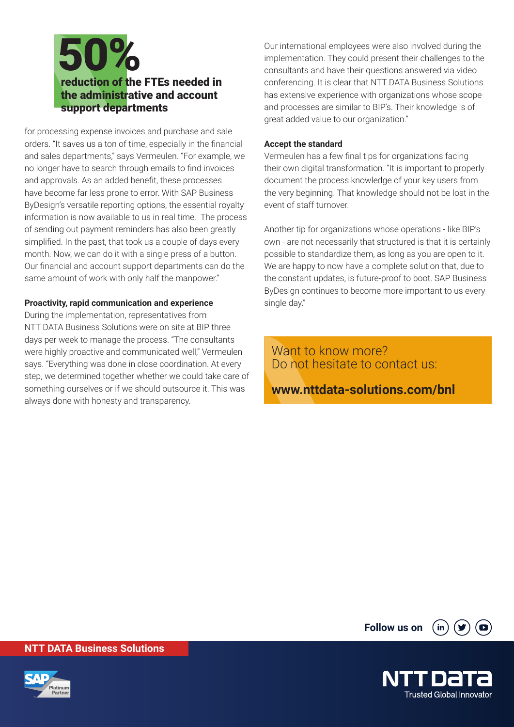**50%**

**reduction of the FTEs needed in the administrative and account support departments**

for processing expense invoices and purchase and sale orders. "It saves us a ton of time, especially in the financial and sales departments," says Vermeulen. "For example, we no longer have to search through emails to find invoices and approvals. As an added benefit, these processes have become far less prone to error. With SAP Business ByDesign's versatile reporting options, the essential royalty information is now available to us in real time. The process of sending out payment reminders has also been greatly simplified. In the past, that took us a couple of days every month. Now, we can do it with a single press of a button. Our financial and account support departments can do the same amount of work with only half the manpower."

**Proactivity, rapid communication and experience**

During the implementation, representatives from NTT DATA Business Solutions were on site at BIP three days per week to manage the process. "The consultants were highly proactive and communicated well," Vermeulen says. "Everything was done in close coordination. At every step, we determined together whether we could take care of something ourselves or if we should outsource it. This was always done with honesty and transparency.

Our international employees were also involved during the implementation. They could present their challenges to the consultants and have their questions answered via video conferencing. It is clear that NTT DATA Business Solutions has extensive experience with organizations whose scope and processes are similar to BIP's. Their knowledge is of great added value to our organization."

**Accept the standard**

Vermeulen has a few final tips for organizations facing their own digital transformation. "It is important to properly document the process knowledge of your key users from the very beginning. That knowledge should not be lost in the event of staff turnover.

Another tip for organizations whose operations - like BIP's own - are not necessarily that structured is that it is certainly possible to standardize them, as long as you are open to it. We are happy to now have a complete solution that, due to the constant updates, is future-proof to boot. SAP Business ByDesign continues to become more important to us every single day."

Want to know more?
Do not hesitate to contact us:

**www.nttdata-solutions.com/bnl**

**Follow us on**

**NTT DATA Business Solutions**

NTT DATA
Trusted Global Innovator